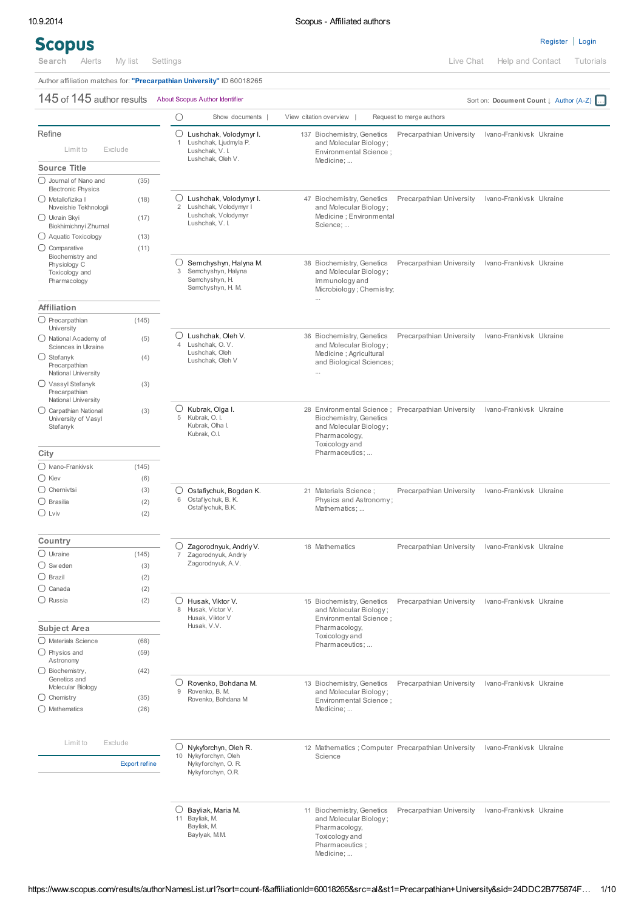# Scopus

Register | Login

Search Alerts My list Settings Live Chat Help and Contact Tutorials

Author affiliation matches for: **"Precarpathian University"** ID 60018265

145 of 145 author results About Scopus Author Identifier

Sort on: **Document Count** ↓ Author (A-Z)

## Refine

Limit to Exclude

### Source Title

- Journal of Nano and Electronic Physics (35)
- Metallofizika i Noveishie Tekhnologii (18)
- Ukrain Skyi Biokhimichnyi Zhurnal (17)
- Aquatic Toxicology (13)
- Comparative Biochemistry and Physiology C Toxicology and Pharmacology (11)

### Affiliation

- Precarpathian University (145)
- National Academy of Sciences in Ukraine (5)
- Stefanyk Precarpathian National University (4)
- Vassyl Stefanyk Precarpathian National University (3)
- Carpathian National University of Vasyl Stefanyk (3)

### City

- Ivano-Frankivsk (145)
- Kiev (6)
- Chernivtsi (3)
- Brasilia (2)
- Lviv (2)

### Country

- Ukraine (145)
- Sweden (3)
- Brazil (2)
- Canada (2)
- Russia (2)

### Subject Area

- Materials Science (68)
- Physics and Astronomy (59)
- Biochemistry, Genetics and Molecular Biology (42)
- Chemistry (35)
- Mathematics (26)

Limit to Exclude

Export refine

Show documents | View citation overview | Request to merge authors

| # | Author | Documents | Subject Area | Affiliation | City | Country |
|---|---|---|---|---|---|---|
| 1 | Lushchak, Volodymyr I.<br>Lushchak, Ljudmyla P.<br>Lushchak, V. I.<br>Lushchak, Oleh V. | 137 | Biochemistry, Genetics and Molecular Biology ; Environmental Science ; Medicine; ... | Precarpathian University | Ivano-Frankivsk | Ukraine |
| 2 | Lushchak, Volodymyr I.<br>Lushchak, Volodymyr I<br>Lushchak, Volodymyr<br>Lushchak, V. I. | 47 | Biochemistry, Genetics and Molecular Biology ; Medicine ; Environmental Science; ... | Precarpathian University | Ivano-Frankivsk | Ukraine |
| 3 | Semchyshyn, Halyna M.<br>Semchyshyn, Halyna<br>Semchyshyn, H.<br>Semchyshyn, H. M. | 38 | Biochemistry, Genetics and Molecular Biology ; Immunology and Microbiology ; Chemistry; ... | Precarpathian University | Ivano-Frankivsk | Ukraine |
| 4 | Lushchak, Oleh V.<br>Lushchak, O. V.<br>Lushchak, Oleh<br>Lushchak, Oleh V | 36 | Biochemistry, Genetics and Molecular Biology ; Medicine ; Agricultural and Biological Sciences; ... | Precarpathian University | Ivano-Frankivsk | Ukraine |
| 5 | Kubrak, Olga I.<br>Kubrak, O. I.<br>Kubrak, Olha I.<br>Kubrak, O.I. | 28 | Environmental Science ; Biochemistry, Genetics and Molecular Biology ; Pharmacology, Toxicology and Pharmaceutics ; ... | Precarpathian University | Ivano-Frankivsk | Ukraine |
| 6 | Ostafiychuk, Bogdan K.<br>Ostafiychuk, B. K.<br>Ostafiychuk, B.K. | 21 | Materials Science ; Physics and Astronomy ; Mathematics; ... | Precarpathian University | Ivano-Frankivsk | Ukraine |
| 7 | Zagorodnyuk, Andriy V.<br>Zagorodnyuk, Andriy<br>Zagorodnyuk, A.V. | 18 | Mathematics | Precarpathian University | Ivano-Frankivsk | Ukraine |
| 8 | Husak, Viktor V.<br>Husak, Victor V.<br>Husak, Viktor V<br>Husak, V.V. | 15 | Biochemistry, Genetics and Molecular Biology ; Environmental Science ; Pharmacology, Toxicology and Pharmaceutics ; ... | Precarpathian University | Ivano-Frankivsk | Ukraine |
| 9 | Rovenko, Bohdana M.<br>Rovenko, B. M.<br>Rovenko, Bohdana M | 13 | Biochemistry, Genetics and Molecular Biology ; Environmental Science ; Medicine; ... | Precarpathian University | Ivano-Frankivsk | Ukraine |
| 10 | Nykyforchyn, Oleh R.<br>Nykyforchyn, Oleh<br>Nykyforchyn, O. R.<br>Nykyforchyn, O.R. | 12 | Mathematics ; Computer Science | Precarpathian University | Ivano-Frankivsk | Ukraine |
| 11 | Bayliak, Maria M.<br>Bayliak, M.<br>Bayliak, M.<br>Baylyak, M.M. | 11 | Biochemistry, Genetics and Molecular Biology ; Pharmacology, Toxicology and Pharmaceutics ; Medicine; ... | Precarpathian University | Ivano-Frankivsk | Ukraine |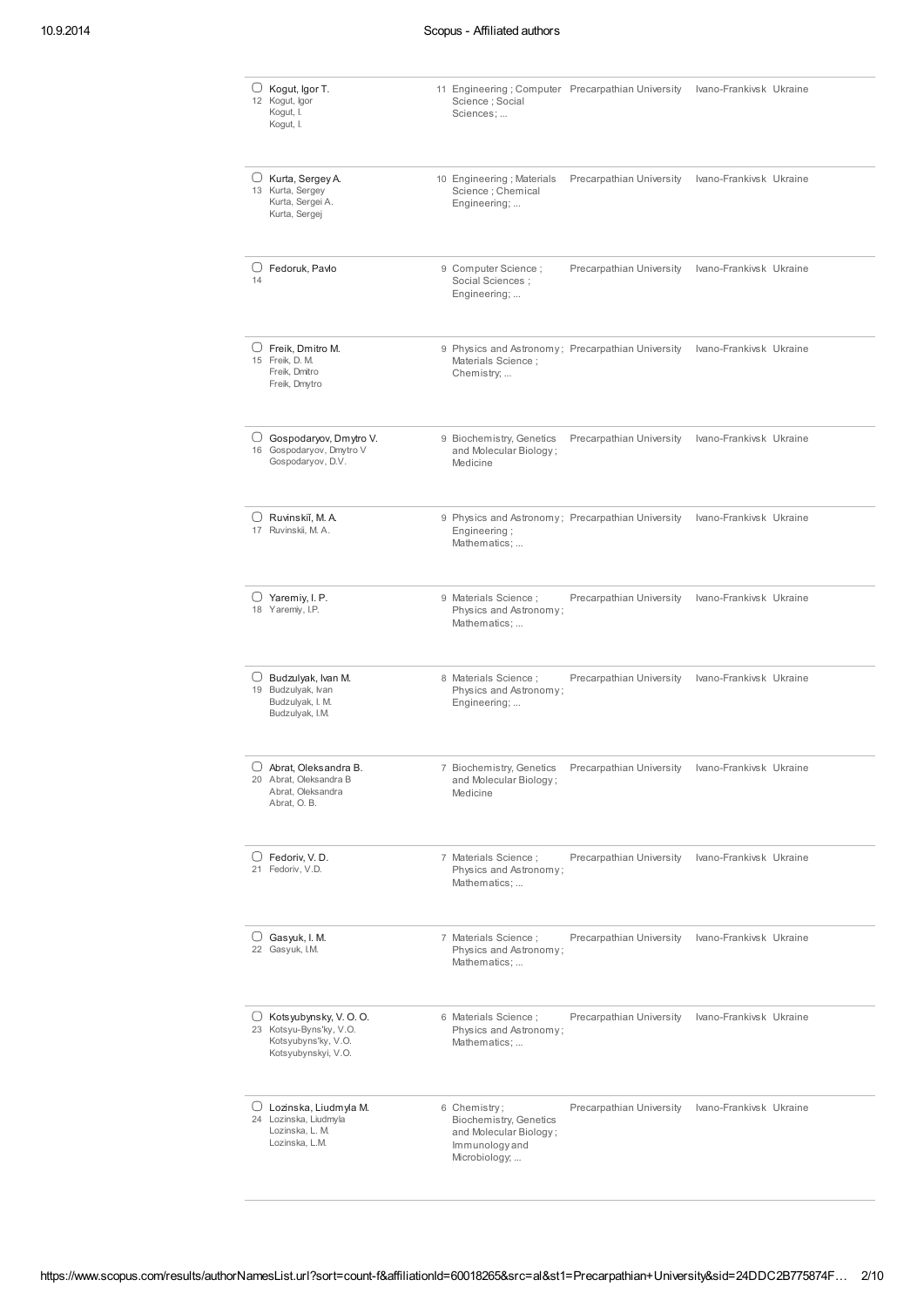| # | Author | Documents | Subject area | Affiliation | City | Country |
|---|---|---|---|---|---|---|
| 12 | Kogut, Igor T.<br>Kogut, Igor<br>Kogut, I.<br>Kogut, I. | 11 | Engineering ; Computer Science ; Social Sciences; ... | Precarpathian University | Ivano-Frankivsk | Ukraine |
| 13 | Kurta, Sergey A.<br>Kurta, Sergey<br>Kurta, Sergei A.<br>Kurta, Sergej | 10 | Engineering ; Materials Science ; Chemical Engineering; ... | Precarpathian University | Ivano-Frankivsk | Ukraine |
| 14 | Fedoruk, Pavlo | 9 | Computer Science ; Social Sciences ; Engineering; ... | Precarpathian University | Ivano-Frankivsk | Ukraine |
| 15 | Freik, Dmitro M.<br>Freik, D. M.<br>Freik, Dmitro<br>Freik, Dmytro | 9 | Physics and Astronomy ; Materials Science ; Chemistry; ... | Precarpathian University | Ivano-Frankivsk | Ukraine |
| 16 | Gospodaryov, Dmytro V.<br>Gospodaryov, Dmytro V<br>Gospodaryov, D.V. | 9 | Biochemistry, Genetics and Molecular Biology ; Medicine | Precarpathian University | Ivano-Frankivsk | Ukraine |
| 17 | Ruvinskiĭ, M. A.<br>Ruvinskii, M. A. | 9 | Physics and Astronomy ; Engineering ; Mathematics; ... | Precarpathian University | Ivano-Frankivsk | Ukraine |
| 18 | Yaremiy, I. P.<br>Yaremiy, I.P. | 9 | Materials Science ; Physics and Astronomy ; Mathematics; ... | Precarpathian University | Ivano-Frankivsk | Ukraine |
| 19 | Budzulyak, Ivan M.<br>Budzulyak, Ivan<br>Budzulyak, I. M.<br>Budzulyak, I.M. | 8 | Materials Science ; Physics and Astronomy ; Engineering; ... | Precarpathian University | Ivano-Frankivsk | Ukraine |
| 20 | Abrat, Oleksandra B.<br>Abrat, Oleksandra B<br>Abrat, Oleksandra<br>Abrat, O. B. | 7 | Biochemistry, Genetics and Molecular Biology ; Medicine | Precarpathian University | Ivano-Frankivsk | Ukraine |
| 21 | Fedoriv, V. D.<br>Fedoriv, V.D. | 7 | Materials Science ; Physics and Astronomy ; Mathematics; ... | Precarpathian University | Ivano-Frankivsk | Ukraine |
| 22 | Gasyuk, I. M.<br>Gasyuk, I.M. | 7 | Materials Science ; Physics and Astronomy ; Mathematics; ... | Precarpathian University | Ivano-Frankivsk | Ukraine |
| 23 | Kotsyubynsky, V. O. O.<br>Kotsyu-Byns'ky, V.O.<br>Kotsyubyns'ky, V.O.<br>Kotsyubynskyi, V.O. | 6 | Materials Science ; Physics and Astronomy ; Mathematics; ... | Precarpathian University | Ivano-Frankivsk | Ukraine |
| 24 | Lozinska, Liudmyla M.<br>Lozinska, Liudmyla<br>Lozinska, L. M.<br>Lozinska, L.M. | 6 | Chemistry ; Biochemistry, Genetics and Molecular Biology ; Immunology and Microbiology; ... | Precarpathian University | Ivano-Frankivsk | Ukraine |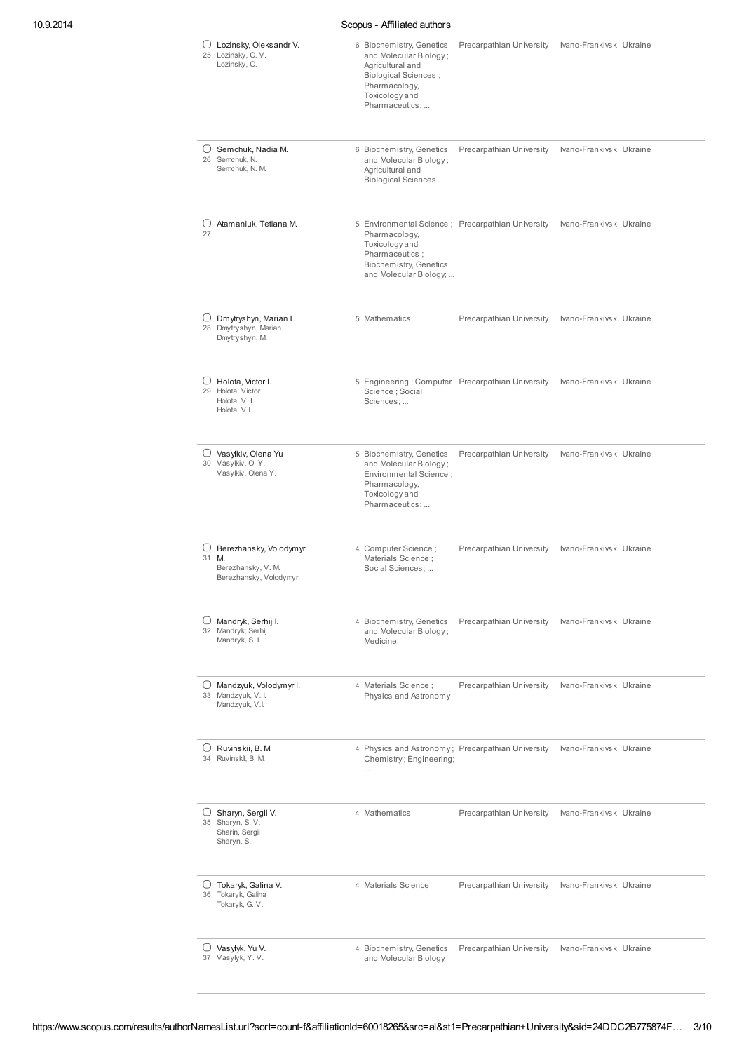| # | Author | Documents | Subject area | Affiliation | City | Country |
|---|---|---|---|---|---|---|
| 25 | Lozinsky, Oleksandr V.<br>Lozinsky, O. V.<br>Lozinsky, O. | 6 | Biochemistry, Genetics and Molecular Biology ; Agricultural and Biological Sciences ; Pharmacology, Toxicology and Pharmaceutics ; ... | Precarpathian University | Ivano-Frankivsk | Ukraine |
| 26 | Semchuk, Nadia M.<br>Semchuk, N.<br>Semchuk, N. M. | 6 | Biochemistry, Genetics and Molecular Biology ; Agricultural and Biological Sciences | Precarpathian University | Ivano-Frankivsk | Ukraine |
| 27 | Atamaniuk, Tetiana M. | 5 | Environmental Science ; Pharmacology, Toxicology and Pharmaceutics ; Biochemistry, Genetics and Molecular Biology; ... | Precarpathian University | Ivano-Frankivsk | Ukraine |
| 28 | Dmytryshyn, Marian I.<br>Dmytryshyn, Marian<br>Dmytryshyn, M. | 5 | Mathematics | Precarpathian University | Ivano-Frankivsk | Ukraine |
| 29 | Holota, Victor I.<br>Holota, Victor<br>Holota, V. I.<br>Holota, V.I. | 5 | Engineering ; Computer Science ; Social Sciences; ... | Precarpathian University | Ivano-Frankivsk | Ukraine |
| 30 | Vasylkiv, Olena Yu<br>Vasylkiv, O. Y.<br>Vasylkiv, Olena Y. | 5 | Biochemistry, Genetics and Molecular Biology ; Environmental Science ; Pharmacology, Toxicology and Pharmaceutics ; ... | Precarpathian University | Ivano-Frankivsk | Ukraine |
| 31 | Berezhansky, Volodymyr M.<br>Berezhansky, V. M.<br>Berezhansky, Volodymyr | 4 | Computer Science ; Materials Science ; Social Sciences; ... | Precarpathian University | Ivano-Frankivsk | Ukraine |
| 32 | Mandryk, Serhij I.<br>Mandryk, Serhij<br>Mandryk, S. I. | 4 | Biochemistry, Genetics and Molecular Biology ; Medicine | Precarpathian University | Ivano-Frankivsk | Ukraine |
| 33 | Mandzyuk, Volodymyr I.<br>Mandzyuk, V. I.<br>Mandzyuk, V.I. | 4 | Materials Science ; Physics and Astronomy | Precarpathian University | Ivano-Frankivsk | Ukraine |
| 34 | Ruvinskii, B. M.<br>Ruvinskiĭ, B. M. | 4 | Physics and Astronomy ; Chemistry ; Engineering; ... | Precarpathian University | Ivano-Frankivsk | Ukraine |
| 35 | Sharyn, Sergii V.<br>Sharyn, S. V.<br>Sharin, Sergii<br>Sharyn, S. | 4 | Mathematics | Precarpathian University | Ivano-Frankivsk | Ukraine |
| 36 | Tokaryk, Galina V.<br>Tokaryk, Galina<br>Tokaryk, G. V. | 4 | Materials Science | Precarpathian University | Ivano-Frankivsk | Ukraine |
| 37 | Vasylyk, Yu V.<br>Vasylyk, Y. V. | 4 | Biochemistry, Genetics and Molecular Biology | Precarpathian University | Ivano-Frankivsk | Ukraine |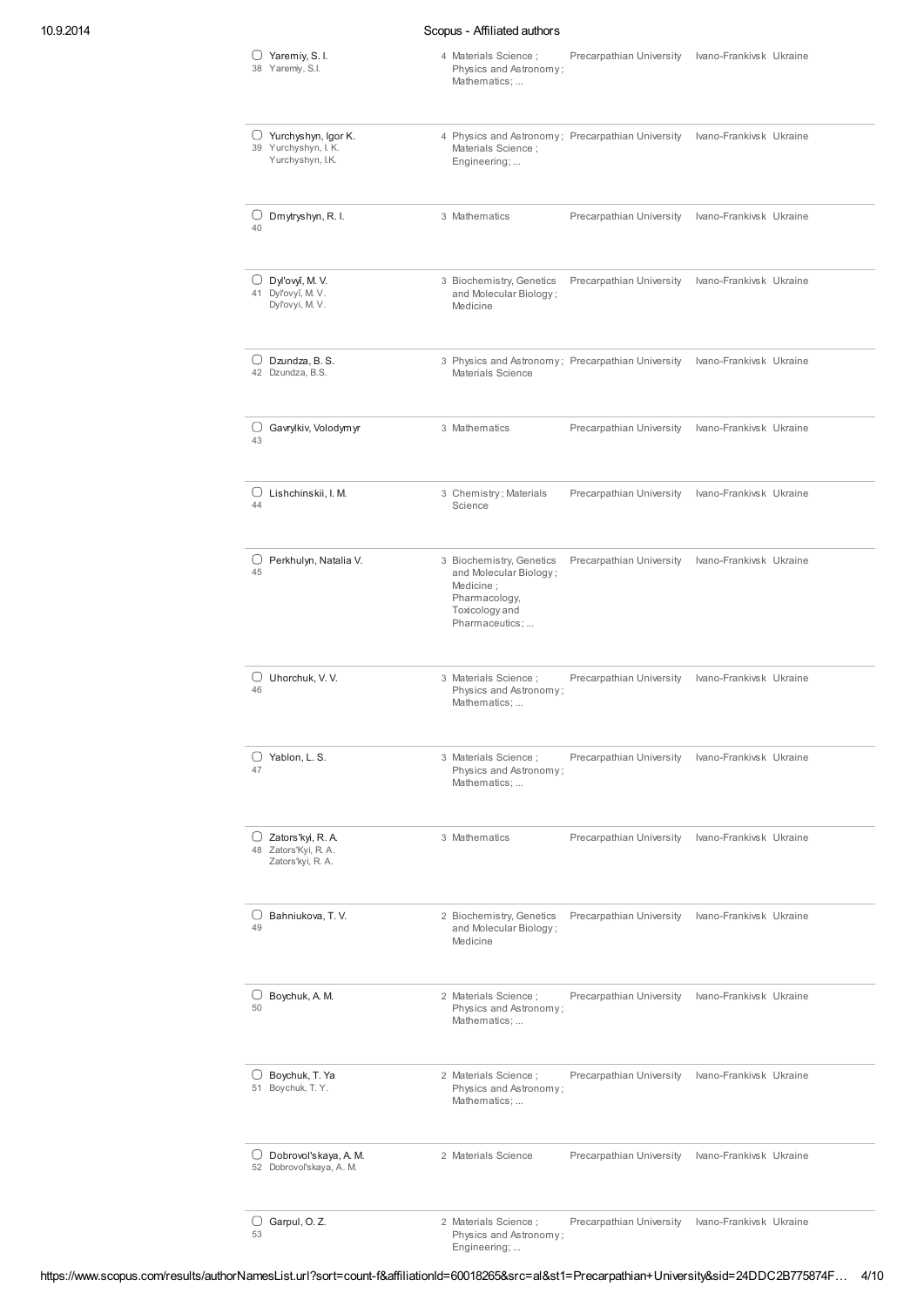| # | Author | Documents | Subject area | Affiliation | City | Country |
|---|---|---|---|---|---|---|
| 38 | Yaremiy, S. I.<br>Yaremiy, S.I. | 4 | Materials Science ; Physics and Astronomy ; Mathematics ; ... | Precarpathian University | Ivano-Frankivsk | Ukraine |
| 39 | Yurchyshyn, Igor K.<br>Yurchyshyn, I. K.<br>Yurchyshyn, I.K. | 4 | Physics and Astronomy ; Materials Science ; Engineering ; ... | Precarpathian University | Ivano-Frankivsk | Ukraine |
| 40 | Dmytryshyn, R. I. | 3 | Mathematics | Precarpathian University | Ivano-Frankivsk | Ukraine |
| 41 | Dyl'ovyĭ, M. V.<br>Dyl'ovyĭ, M. V.<br>Dyl'ovyi, M. V. | 3 | Biochemistry, Genetics and Molecular Biology ; Medicine | Precarpathian University | Ivano-Frankivsk | Ukraine |
| 42 | Dzundza, B. S.<br>Dzundza, B.S. | 3 | Physics and Astronomy ; Materials Science | Precarpathian University | Ivano-Frankivsk | Ukraine |
| 43 | Gavrylkiv, Volodymyr | 3 | Mathematics | Precarpathian University | Ivano-Frankivsk | Ukraine |
| 44 | Lishchinskii, I. M. | 3 | Chemistry ; Materials Science | Precarpathian University | Ivano-Frankivsk | Ukraine |
| 45 | Perkhulyn, Natalia V. | 3 | Biochemistry, Genetics and Molecular Biology ; Medicine ; Pharmacology, Toxicology and Pharmaceutics ; ... | Precarpathian University | Ivano-Frankivsk | Ukraine |
| 46 | Uhorchuk, V. V. | 3 | Materials Science ; Physics and Astronomy ; Mathematics ; ... | Precarpathian University | Ivano-Frankivsk | Ukraine |
| 47 | Yablon, L. S. | 3 | Materials Science ; Physics and Astronomy ; Mathematics ; ... | Precarpathian University | Ivano-Frankivsk | Ukraine |
| 48 | Zators'kyi, R. A.<br>Zators'Kyi, R. A.<br>Zators'kyi, R. A. | 3 | Mathematics | Precarpathian University | Ivano-Frankivsk | Ukraine |
| 49 | Bahniukova, T. V. | 2 | Biochemistry, Genetics and Molecular Biology ; Medicine | Precarpathian University | Ivano-Frankivsk | Ukraine |
| 50 | Boychuk, A. M. | 2 | Materials Science ; Physics and Astronomy ; Mathematics ; ... | Precarpathian University | Ivano-Frankivsk | Ukraine |
| 51 | Boychuk, T. Ya<br>Boychuk, T. Y. | 2 | Materials Science ; Physics and Astronomy ; Mathematics ; ... | Precarpathian University | Ivano-Frankivsk | Ukraine |
| 52 | Dobrovol'skaya, A. M.<br>Dobrovol'skaya, A. M. | 2 | Materials Science | Precarpathian University | Ivano-Frankivsk | Ukraine |
| 53 | Garpul, O. Z. | 2 | Materials Science ; Physics and Astronomy ; Engineering ; ... | Precarpathian University | Ivano-Frankivsk | Ukraine |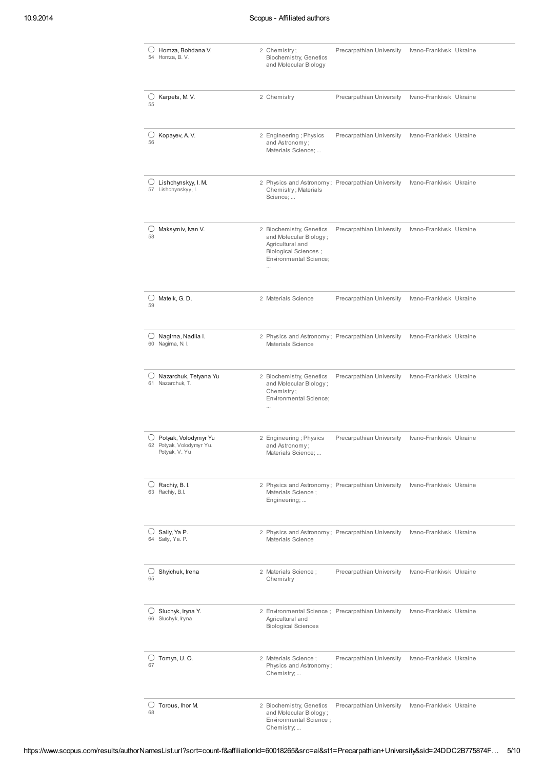| # | Author | Documents | Subject area | Affiliation | City | Country |
|---|---|---|---|---|---|---|
| 54 | Homza, Bohdana V.<br>Homza, B. V. | 2 | Chemistry; Biochemistry, Genetics and Molecular Biology | Precarpathian University | Ivano-Frankivsk | Ukraine |
| 55 | Karpets, M. V. | 2 | Chemistry | Precarpathian University | Ivano-Frankivsk | Ukraine |
| 56 | Kopayev, A. V. | 2 | Engineering ; Physics and Astronomy ; Materials Science; ... | Precarpathian University | Ivano-Frankivsk | Ukraine |
| 57 | Lishchynskyy, I. M.<br>Lishchynskyy, I. | 2 | Physics and Astronomy ; Chemistry ; Materials Science; ... | Precarpathian University | Ivano-Frankivsk | Ukraine |
| 58 | Maksymiv, Ivan V. | 2 | Biochemistry, Genetics and Molecular Biology ; Agricultural and Biological Sciences ; Environmental Science; ... | Precarpathian University | Ivano-Frankivsk | Ukraine |
| 59 | Mateik, G. D. | 2 | Materials Science | Precarpathian University | Ivano-Frankivsk | Ukraine |
| 60 | Nagirna, Nadiia I.<br>Nagirna, N. I. | 2 | Physics and Astronomy ; Materials Science | Precarpathian University | Ivano-Frankivsk | Ukraine |
| 61 | Nazarchuk, Tetyana Yu<br>Nazarchuk, T. | 2 | Biochemistry, Genetics and Molecular Biology ; Chemistry ; Environmental Science; ... | Precarpathian University | Ivano-Frankivsk | Ukraine |
| 62 | Potyak, Volodymyr Yu<br>Potyak, Volodymyr Yu.<br>Potyak, V. Yu | 2 | Engineering ; Physics and Astronomy ; Materials Science; ... | Precarpathian University | Ivano-Frankivsk | Ukraine |
| 63 | Rachiy, B. I.<br>Rachiy, B.I. | 2 | Physics and Astronomy ; Materials Science ; Engineering; ... | Precarpathian University | Ivano-Frankivsk | Ukraine |
| 64 | Saliy, Ya P.<br>Saliy, Ya. P. | 2 | Physics and Astronomy ; Materials Science | Precarpathian University | Ivano-Frankivsk | Ukraine |
| 65 | Shyichuk, Irena | 2 | Materials Science ; Chemistry | Precarpathian University | Ivano-Frankivsk | Ukraine |
| 66 | Sluchyk, Iryna Y.<br>Sluchyk, Iryna | 2 | Environmental Science ; Agricultural and Biological Sciences | Precarpathian University | Ivano-Frankivsk | Ukraine |
| 67 | Tomyn, U. O. | 2 | Materials Science ; Physics and Astronomy ; Chemistry; ... | Precarpathian University | Ivano-Frankivsk | Ukraine |
| 68 | Torous, Ihor M. | 2 | Biochemistry, Genetics and Molecular Biology ; Environmental Science ; Chemistry; ... | Precarpathian University | Ivano-Frankivsk | Ukraine |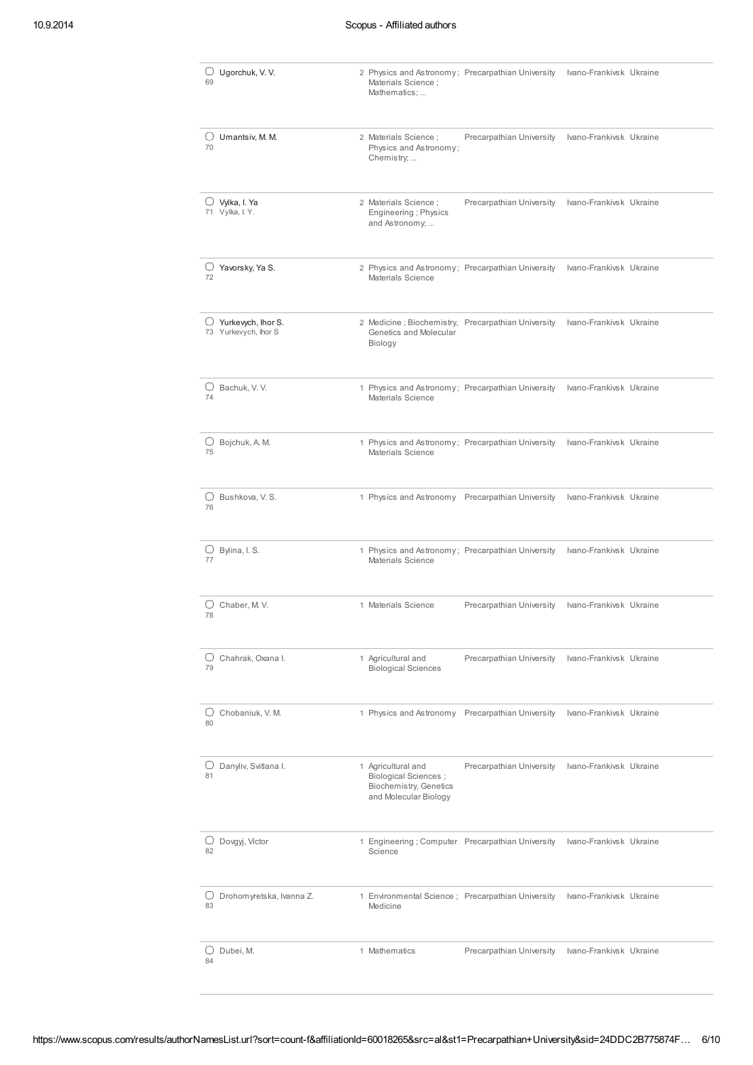| # | Author | Documents | Subject area | Affiliation | City | Country |
|---|---|---|---|---|---|---|
| 69 | Ugorchuk, V. V. | 2 | Physics and Astronomy ; Materials Science ; Mathematics; ... | Precarpathian University | Ivano-Frankivsk | Ukraine |
| 70 | Umantsiv, M. M. | 2 | Materials Science ; Physics and Astronomy ; Chemistry; ... | Precarpathian University | Ivano-Frankivsk | Ukraine |
| 71 | Vylka, I. Ya<br>Vylka, I. Y. | 2 | Materials Science ; Engineering ; Physics and Astronomy; ... | Precarpathian University | Ivano-Frankivsk | Ukraine |
| 72 | Yavorsky, Ya S. | 2 | Physics and Astronomy ; Materials Science | Precarpathian University | Ivano-Frankivsk | Ukraine |
| 73 | Yurkevych, Ihor S.<br>Yurkevych, Ihor S | 2 | Medicine ; Biochemistry, Genetics and Molecular Biology | Precarpathian University | Ivano-Frankivsk | Ukraine |
| 74 | Bachuk, V. V. | 1 | Physics and Astronomy ; Materials Science | Precarpathian University | Ivano-Frankivsk | Ukraine |
| 75 | Bojchuk, A. M. | 1 | Physics and Astronomy ; Materials Science | Precarpathian University | Ivano-Frankivsk | Ukraine |
| 76 | Bushkova, V. S. | 1 | Physics and Astronomy | Precarpathian University | Ivano-Frankivsk | Ukraine |
| 77 | Bylina, I. S. | 1 | Physics and Astronomy ; Materials Science | Precarpathian University | Ivano-Frankivsk | Ukraine |
| 78 | Chaber, M. V. | 1 | Materials Science | Precarpathian University | Ivano-Frankivsk | Ukraine |
| 79 | Chahrak, Oxana I. | 1 | Agricultural and Biological Sciences | Precarpathian University | Ivano-Frankivsk | Ukraine |
| 80 | Chobaniuk, V. M. | 1 | Physics and Astronomy | Precarpathian University | Ivano-Frankivsk | Ukraine |
| 81 | Danyliv, Svitlana I. | 1 | Agricultural and Biological Sciences ; Biochemistry, Genetics and Molecular Biology | Precarpathian University | Ivano-Frankivsk | Ukraine |
| 82 | Dovgyj, Victor | 1 | Engineering ; Computer Science | Precarpathian University | Ivano-Frankivsk | Ukraine |
| 83 | Drohomyretska, Ivanna Z. | 1 | Environmental Science ; Medicine | Precarpathian University | Ivano-Frankivsk | Ukraine |
| 84 | Dubei, M. | 1 | Mathematics | Precarpathian University | Ivano-Frankivsk | Ukraine |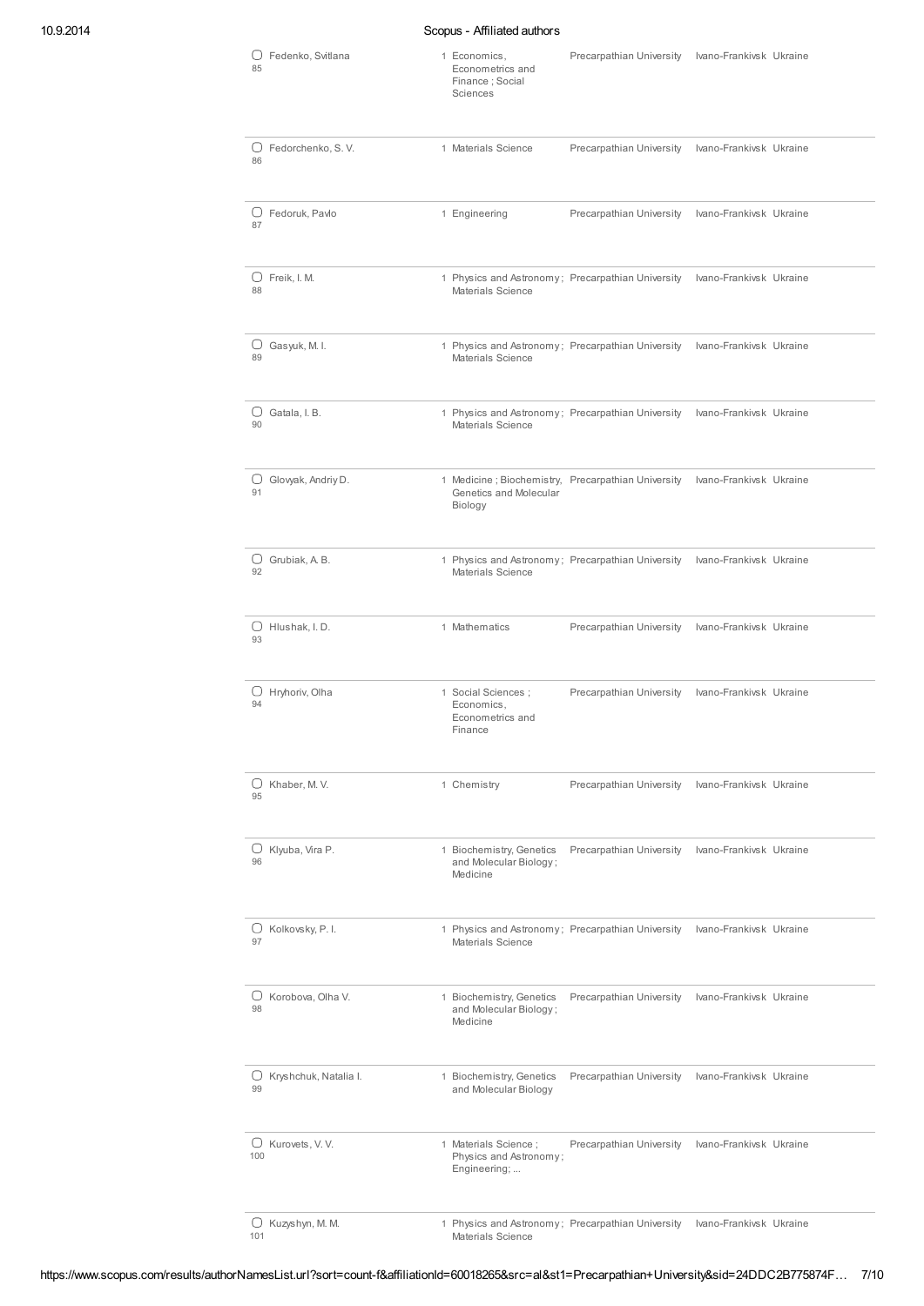| # | Author | Documents | Subject area | Affiliation | City | Country |
|---|---|---|---|---|---|---|
| 85 | Fedenko, Svitlana | 1 | Economics, Econometrics and Finance ; Social Sciences | Precarpathian University | Ivano-Frankivsk | Ukraine |
| 86 | Fedorchenko, S. V. | 1 | Materials Science | Precarpathian University | Ivano-Frankivsk | Ukraine |
| 87 | Fedoruk, Pavlo | 1 | Engineering | Precarpathian University | Ivano-Frankivsk | Ukraine |
| 88 | Freik, I. M. | 1 | Physics and Astronomy ; Materials Science | Precarpathian University | Ivano-Frankivsk | Ukraine |
| 89 | Gasyuk, M. I. | 1 | Physics and Astronomy ; Materials Science | Precarpathian University | Ivano-Frankivsk | Ukraine |
| 90 | Gatala, I. B. | 1 | Physics and Astronomy ; Materials Science | Precarpathian University | Ivano-Frankivsk | Ukraine |
| 91 | Glovyak, Andriy D. | 1 | Medicine ; Biochemistry, Genetics and Molecular Biology | Precarpathian University | Ivano-Frankivsk | Ukraine |
| 92 | Grubiak, A. B. | 1 | Physics and Astronomy ; Materials Science | Precarpathian University | Ivano-Frankivsk | Ukraine |
| 93 | Hlushak, I. D. | 1 | Mathematics | Precarpathian University | Ivano-Frankivsk | Ukraine |
| 94 | Hryhoriv, Olha | 1 | Social Sciences ; Economics, Econometrics and Finance | Precarpathian University | Ivano-Frankivsk | Ukraine |
| 95 | Khaber, M. V. | 1 | Chemistry | Precarpathian University | Ivano-Frankivsk | Ukraine |
| 96 | Klyuba, Vira P. | 1 | Biochemistry, Genetics and Molecular Biology ; Medicine | Precarpathian University | Ivano-Frankivsk | Ukraine |
| 97 | Kolkovsky, P. I. | 1 | Physics and Astronomy ; Materials Science | Precarpathian University | Ivano-Frankivsk | Ukraine |
| 98 | Korobova, Olha V. | 1 | Biochemistry, Genetics and Molecular Biology ; Medicine | Precarpathian University | Ivano-Frankivsk | Ukraine |
| 99 | Kryshchuk, Natalia I. | 1 | Biochemistry, Genetics and Molecular Biology | Precarpathian University | Ivano-Frankivsk | Ukraine |
| 100 | Kurovets, V. V. | 1 | Materials Science ; Physics and Astronomy ; Engineering; ... | Precarpathian University | Ivano-Frankivsk | Ukraine |
| 101 | Kuzyshyn, M. M. | 1 | Physics and Astronomy ; Materials Science | Precarpathian University | Ivano-Frankivsk | Ukraine |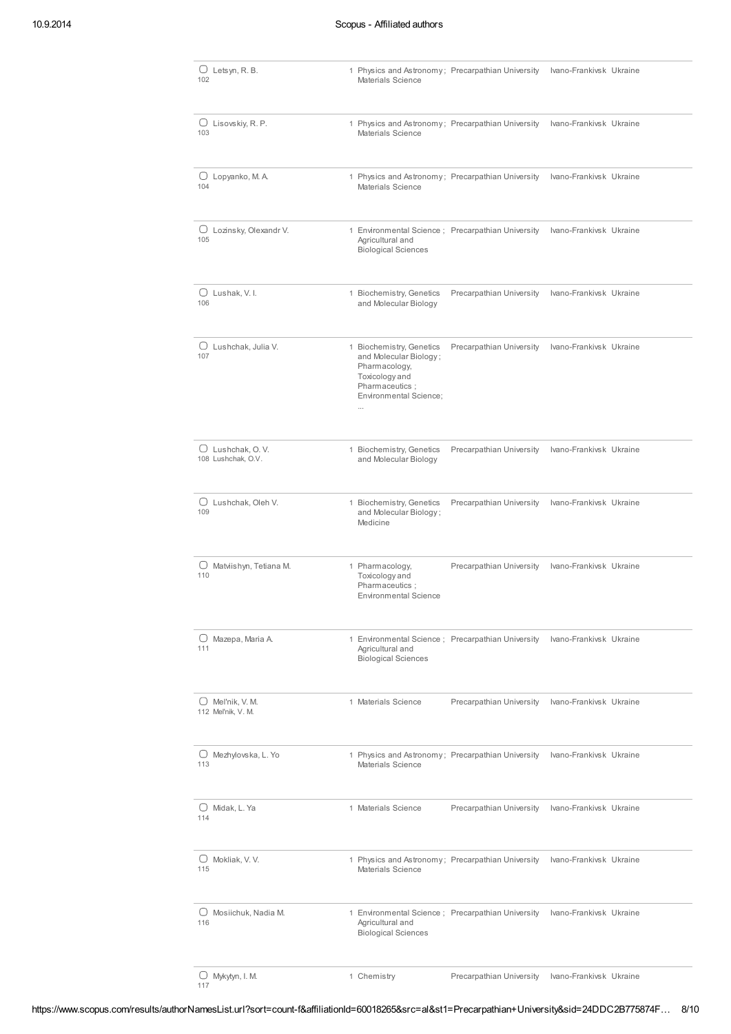| # | Author | Documents | Subject area | Affiliation | City | Country |
|---|---|---|---|---|---|---|
| 102 | Letsyn, R. B. | 1 | Physics and Astronomy ; Materials Science | Precarpathian University | Ivano-Frankivsk | Ukraine |
| 103 | Lisovskiy, R. P. | 1 | Physics and Astronomy ; Materials Science | Precarpathian University | Ivano-Frankivsk | Ukraine |
| 104 | Lopyanko, M. A. | 1 | Physics and Astronomy ; Materials Science | Precarpathian University | Ivano-Frankivsk | Ukraine |
| 105 | Lozinsky, Olexandr V. | 1 | Environmental Science ; Agricultural and Biological Sciences | Precarpathian University | Ivano-Frankivsk | Ukraine |
| 106 | Lushak, V. I. | 1 | Biochemistry, Genetics and Molecular Biology | Precarpathian University | Ivano-Frankivsk | Ukraine |
| 107 | Lushchak, Julia V. | 1 | Biochemistry, Genetics and Molecular Biology ; Pharmacology, Toxicology and Pharmaceutics ; Environmental Science; ... | Precarpathian University | Ivano-Frankivsk | Ukraine |
| 108 | Lushchak, O. V.<br>Lushchak, O.V. | 1 | Biochemistry, Genetics and Molecular Biology | Precarpathian University | Ivano-Frankivsk | Ukraine |
| 109 | Lushchak, Oleh V. | 1 | Biochemistry, Genetics and Molecular Biology ; Medicine | Precarpathian University | Ivano-Frankivsk | Ukraine |
| 110 | Matviishyn, Tetiana M. | 1 | Pharmacology, Toxicology and Pharmaceutics ; Environmental Science | Precarpathian University | Ivano-Frankivsk | Ukraine |
| 111 | Mazepa, Maria A. | 1 | Environmental Science ; Agricultural and Biological Sciences | Precarpathian University | Ivano-Frankivsk | Ukraine |
| 112 | Mel'nik, V. M.<br>Mel'nik, V. M. | 1 | Materials Science | Precarpathian University | Ivano-Frankivsk | Ukraine |
| 113 | Mezhylovska, L. Yo | 1 | Physics and Astronomy ; Materials Science | Precarpathian University | Ivano-Frankivsk | Ukraine |
| 114 | Midak, L. Ya | 1 | Materials Science | Precarpathian University | Ivano-Frankivsk | Ukraine |
| 115 | Mokliak, V. V. | 1 | Physics and Astronomy ; Materials Science | Precarpathian University | Ivano-Frankivsk | Ukraine |
| 116 | Mosiichuk, Nadia M. | 1 | Environmental Science ; Agricultural and Biological Sciences | Precarpathian University | Ivano-Frankivsk | Ukraine |
| 117 | Mykytyn, I. M. | 1 | Chemistry | Precarpathian University | Ivano-Frankivsk | Ukraine |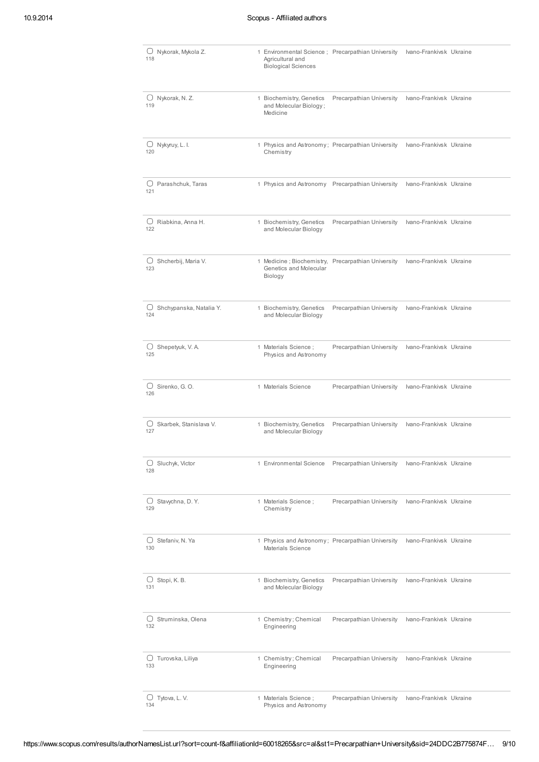| # | Author | Documents | Subject area | Affiliation | City | Country |
|---|---|---|---|---|---|---|
| 118 | Nykorak, Mykola Z. | 1 | Environmental Science ; Agricultural and Biological Sciences | Precarpathian University | Ivano-Frankivsk | Ukraine |
| 119 | Nykorak, N. Z. | 1 | Biochemistry, Genetics and Molecular Biology ; Medicine | Precarpathian University | Ivano-Frankivsk | Ukraine |
| 120 | Nykyruy, L. I. | 1 | Physics and Astronomy ; Chemistry | Precarpathian University | Ivano-Frankivsk | Ukraine |
| 121 | Parashchuk, Taras | 1 | Physics and Astronomy | Precarpathian University | Ivano-Frankivsk | Ukraine |
| 122 | Riabkina, Anna H. | 1 | Biochemistry, Genetics and Molecular Biology | Precarpathian University | Ivano-Frankivsk | Ukraine |
| 123 | Shcherbij, Maria V. | 1 | Medicine ; Biochemistry, Genetics and Molecular Biology | Precarpathian University | Ivano-Frankivsk | Ukraine |
| 124 | Shchypanska, Natalia Y. | 1 | Biochemistry, Genetics and Molecular Biology | Precarpathian University | Ivano-Frankivsk | Ukraine |
| 125 | Shepetyuk, V. A. | 1 | Materials Science ; Physics and Astronomy | Precarpathian University | Ivano-Frankivsk | Ukraine |
| 126 | Sirenko, G. O. | 1 | Materials Science | Precarpathian University | Ivano-Frankivsk | Ukraine |
| 127 | Skarbek, Stanislava V. | 1 | Biochemistry, Genetics and Molecular Biology | Precarpathian University | Ivano-Frankivsk | Ukraine |
| 128 | Sluchyk, Victor | 1 | Environmental Science | Precarpathian University | Ivano-Frankivsk | Ukraine |
| 129 | Stavychna, D. Y. | 1 | Materials Science ; Chemistry | Precarpathian University | Ivano-Frankivsk | Ukraine |
| 130 | Stefaniv, N. Ya | 1 | Physics and Astronomy ; Materials Science | Precarpathian University | Ivano-Frankivsk | Ukraine |
| 131 | Stopi, K. B. | 1 | Biochemistry, Genetics and Molecular Biology | Precarpathian University | Ivano-Frankivsk | Ukraine |
| 132 | Struminska, Olena | 1 | Chemistry ; Chemical Engineering | Precarpathian University | Ivano-Frankivsk | Ukraine |
| 133 | Turovska, Liliya | 1 | Chemistry ; Chemical Engineering | Precarpathian University | Ivano-Frankivsk | Ukraine |
| 134 | Tytova, L. V. | 1 | Materials Science ; Physics and Astronomy | Precarpathian University | Ivano-Frankivsk | Ukraine |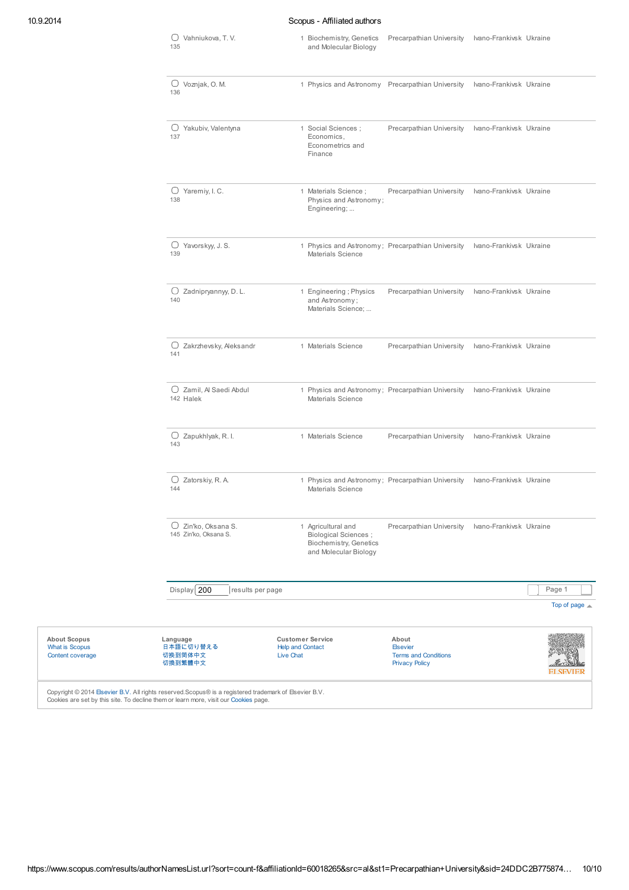| | | | | | |
|---|---|---|---|---|---|
| 135 | Vahniukova, T. V. | 1 | Biochemistry, Genetics and Molecular Biology | Precarpathian University | Ivano-Frankivsk Ukraine |
| 136 | Voznjak, O. M. | 1 | Physics and Astronomy | Precarpathian University | Ivano-Frankivsk Ukraine |
| 137 | Yakubiv, Valentyna | 1 | Social Sciences ; Economics, Econometrics and Finance | Precarpathian University | Ivano-Frankivsk Ukraine |
| 138 | Yaremiy, I. C. | 1 | Materials Science ; Physics and Astronomy ; Engineering; ... | Precarpathian University | Ivano-Frankivsk Ukraine |
| 139 | Yavorskyy, J. S. | 1 | Physics and Astronomy ; Materials Science | Precarpathian University | Ivano-Frankivsk Ukraine |
| 140 | Zadnipryannyy, D. L. | 1 | Engineering ; Physics and Astronomy ; Materials Science; ... | Precarpathian University | Ivano-Frankivsk Ukraine |
| 141 | Zakrzhevsky, Aleksandr | 1 | Materials Science | Precarpathian University | Ivano-Frankivsk Ukraine |
| 142 | Zamil, Al Saedi Abdul Halek | 1 | Physics and Astronomy ; Materials Science | Precarpathian University | Ivano-Frankivsk Ukraine |
| 143 | Zapukhlyak, R. I. | 1 | Materials Science | Precarpathian University | Ivano-Frankivsk Ukraine |
| 144 | Zatorskiy, R. A. | 1 | Physics and Astronomy ; Materials Science | Precarpathian University | Ivano-Frankivsk Ukraine |
| 145 | Zin'ko, Oksana S. Zin'ko, Oksana S. | 1 | Agricultural and Biological Sciences ; Biochemistry, Genetics and Molecular Biology | Precarpathian University | Ivano-Frankivsk Ukraine |

Display 200 results per page

Page 1

Top of page

**About Scopus**
What is Scopus
Content coverage

**Language**
日本語に切り替える
切换到简体中文
切換到繁體中文

**Customer Service**
Help and Contact
Live Chat

**About**
Elsevier
Terms and Conditions
Privacy Policy

ELSEVIER

Copyright © 2014 Elsevier B.V. All rights reserved.Scopus® is a registered trademark of Elsevier B.V.
Cookies are set by this site. To decline them or learn more, visit our Cookies page.